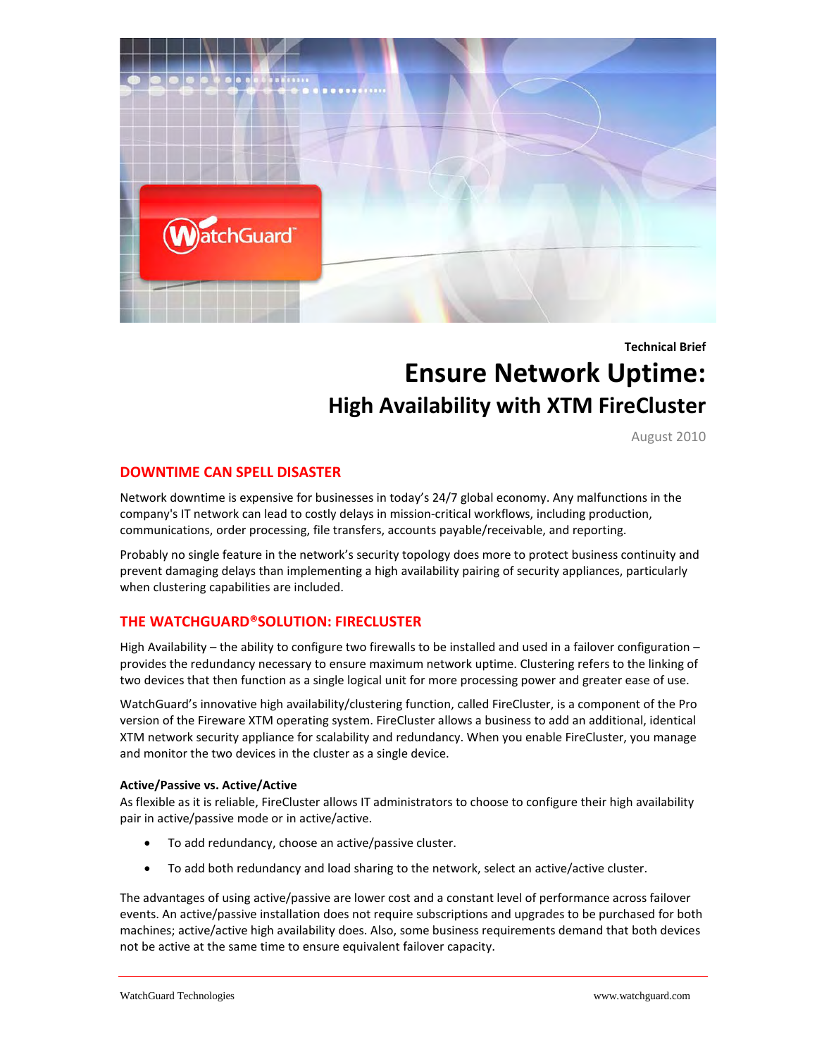Technical Brief

# Ensure Network Uptime:

## High Availability with XTM FireCluster

August 2010

## DOWNTIME CAN SPELL DISASTER

Network downtime is expensive for businesses in today's 24/7 global economy. Any malfunctions in the company's IT network can lead to costly delays in mission-critical workflows, including production, communications, order processing, file transfers, accounts payable/receivable, and reporting.

Probably no single feature in the network's security topology does more to protect business continuity and prevent damaging delays than implementing a high availability pairing of security appliances, particularly when clustering capabilities are included.

## THE WATCHGUARD® SOLUTION: FIRECLUSTER

High Availability – the ability to configure two firewalls to be installed and used in a failover configuration – provides the redundancy necessary to ensure maximum network uptime. Clustering refers to the linking of two devices that then function as a single logical unit for more processing power and greater ease of use.

WatchGuard's innovative high availability/clustering function, called FireCluster, is a component of the Pro version of the Fireware XTM operating system. FireCluster allows a business to add an additional, identical XTM network security appliance for scalability and redundancy. When you enable FireCluster, you manage and monitor the two devices in the cluster as a single device.

**Active/Passive vs. Active/Active**

As flexible as it is reliable, FireCluster allows IT administrators to choose to configure their high availability pair in active/passive mode or in active/active.

- To add redundancy, choose an active/passive cluster.
- To add both redundancy and load sharing to the network, select an active/active cluster.

The advantages of using active/passive are lower cost and a constant level of performance across failover events. An active/passive installation does not require subscriptions and upgrades to be purchased for both machines; active/active high availability does. Also, some business requirements demand that both devices not be active at the same time to ensure equivalent failover capacity.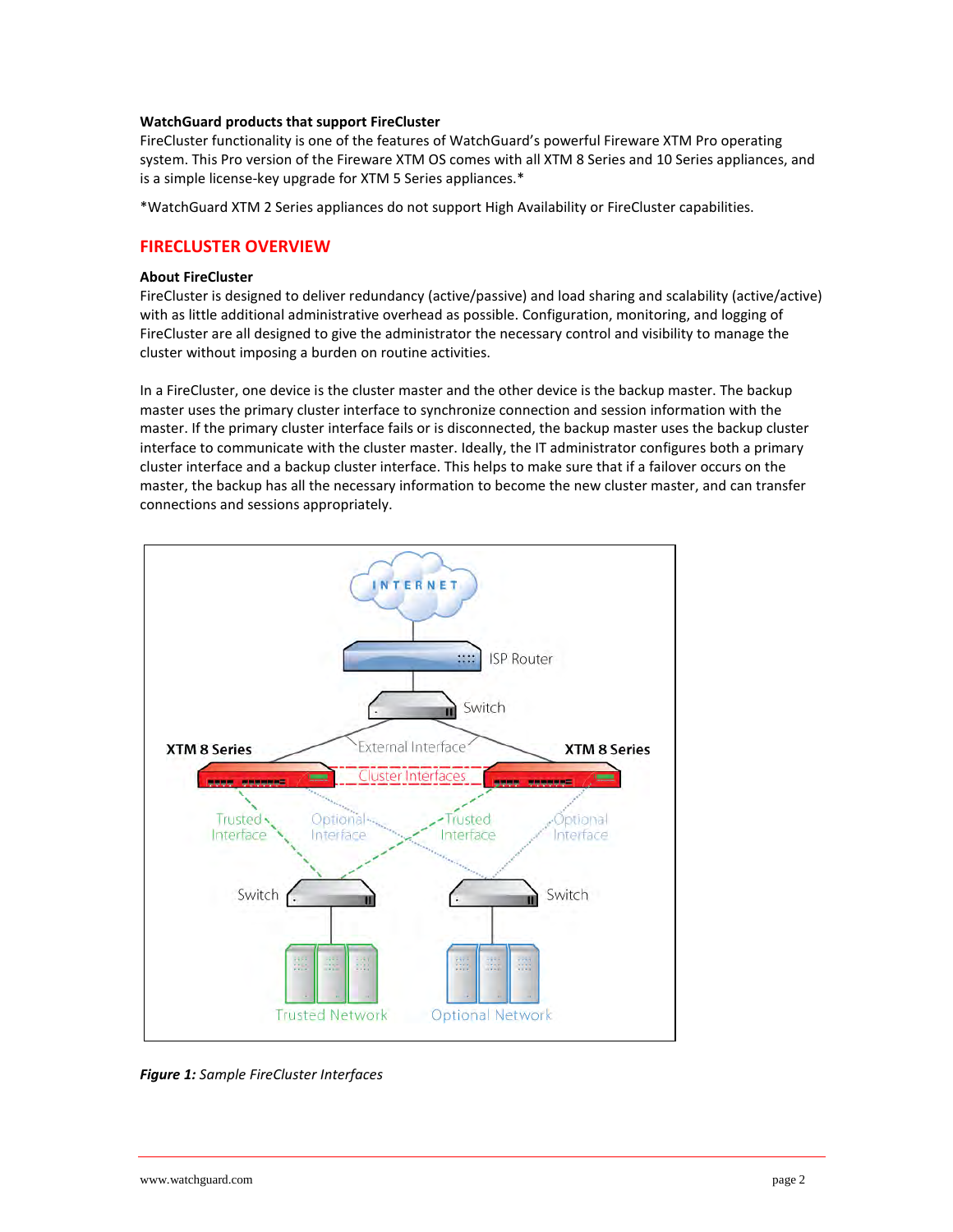**WatchGuard products that support FireCluster**

FireCluster functionality is one of the features of WatchGuard's powerful Fireware XTM Pro operating system. This Pro version of the Fireware XTM OS comes with all XTM 8 Series and 10 Series appliances, and is a simple license-key upgrade for XTM 5 Series appliances.*

*WatchGuard XTM 2 Series appliances do not support High Availability or FireCluster capabilities.

## FIRECLUSTER OVERVIEW

**About FireCluster**

FireCluster is designed to deliver redundancy (active/passive) and load sharing and scalability (active/active) with as little additional administrative overhead as possible. Configuration, monitoring, and logging of FireCluster are all designed to give the administrator the necessary control and visibility to manage the cluster without imposing a burden on routine activities.

In a FireCluster, one device is the cluster master and the other device is the backup master. The backup master uses the primary cluster interface to synchronize connection and session information with the master. If the primary cluster interface fails or is disconnected, the backup master uses the backup cluster interface to communicate with the cluster master. Ideally, the IT administrator configures both a primary cluster interface and a backup cluster interface. This helps to make sure that if a failover occurs on the master, the backup has all the necessary information to become the new cluster master, and can transfer connections and sessions appropriately.

***Figure 1:** Sample FireCluster Interfaces*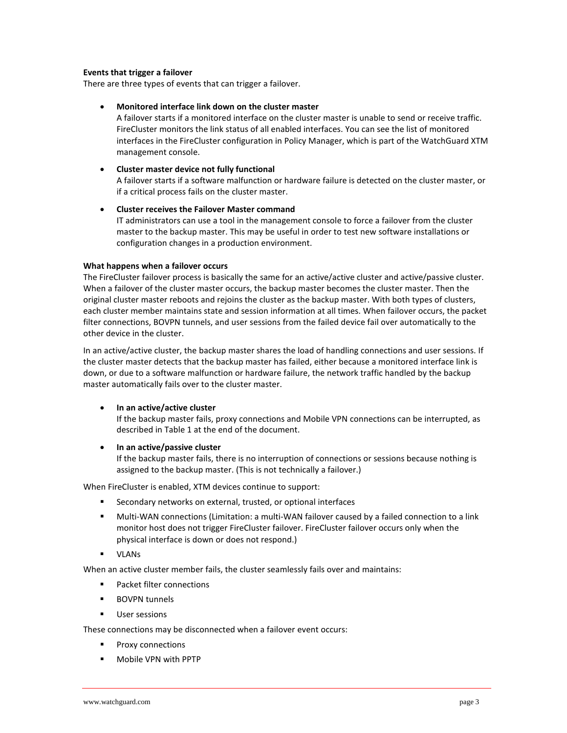**Events that trigger a failover**

There are three types of events that can trigger a failover.

- **Monitored interface link down on the cluster master**
  A failover starts if a monitored interface on the cluster master is unable to send or receive traffic. FireCluster monitors the link status of all enabled interfaces. You can see the list of monitored interfaces in the FireCluster configuration in Policy Manager, which is part of the WatchGuard XTM management console.

- **Cluster master device not fully functional**
  A failover starts if a software malfunction or hardware failure is detected on the cluster master, or if a critical process fails on the cluster master.

- **Cluster receives the Failover Master command**
  IT administrators can use a tool in the management console to force a failover from the cluster master to the backup master. This may be useful in order to test new software installations or configuration changes in a production environment.

**What happens when a failover occurs**

The FireCluster failover process is basically the same for an active/active cluster and active/passive cluster. When a failover of the cluster master occurs, the backup master becomes the cluster master. Then the original cluster master reboots and rejoins the cluster as the backup master. With both types of clusters, each cluster member maintains state and session information at all times. When failover occurs, the packet filter connections, BOVPN tunnels, and user sessions from the failed device fail over automatically to the other device in the cluster.

In an active/active cluster, the backup master shares the load of handling connections and user sessions. If the cluster master detects that the backup master has failed, either because a monitored interface link is down, or due to a software malfunction or hardware failure, the network traffic handled by the backup master automatically fails over to the cluster master.

- **In an active/active cluster**
  If the backup master fails, proxy connections and Mobile VPN connections can be interrupted, as described in Table 1 at the end of the document.

- **In an active/passive cluster**
  If the backup master fails, there is no interruption of connections or sessions because nothing is assigned to the backup master. (This is not technically a failover.)

When FireCluster is enabled, XTM devices continue to support:

- Secondary networks on external, trusted, or optional interfaces
- Multi-WAN connections (Limitation: a multi-WAN failover caused by a failed connection to a link monitor host does not trigger FireCluster failover. FireCluster failover occurs only when the physical interface is down or does not respond.)
- VLANs

When an active cluster member fails, the cluster seamlessly fails over and maintains:

- Packet filter connections
- BOVPN tunnels
- User sessions

These connections may be disconnected when a failover event occurs:

- Proxy connections
- Mobile VPN with PPTP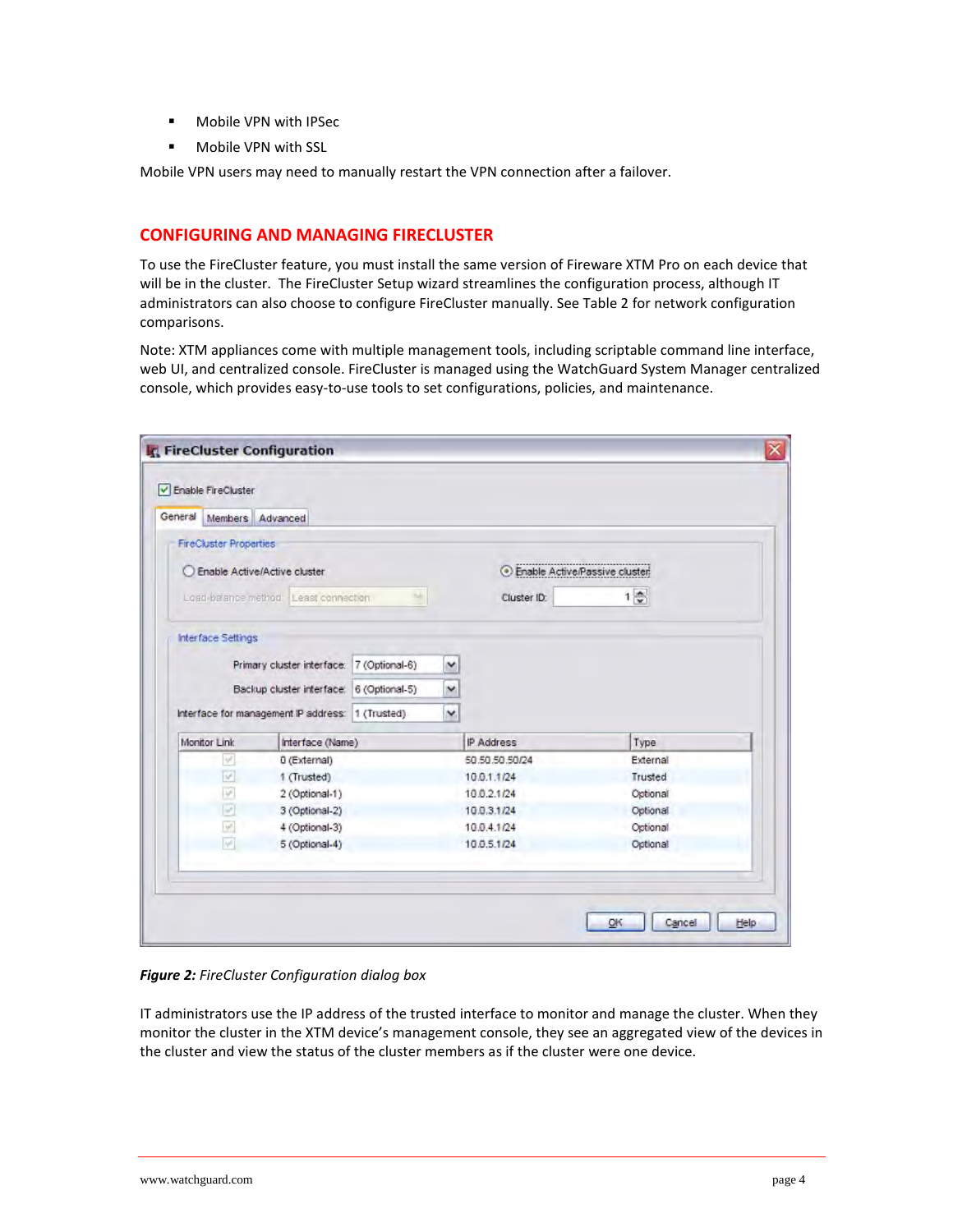- Mobile VPN with IPSec
- Mobile VPN with SSL

Mobile VPN users may need to manually restart the VPN connection after a failover.

## CONFIGURING AND MANAGING FIRECLUSTER

To use the FireCluster feature, you must install the same version of Fireware XTM Pro on each device that will be in the cluster. The FireCluster Setup wizard streamlines the configuration process, although IT administrators can also choose to configure FireCluster manually. See Table 2 for network configuration comparisons.

Note: XTM appliances come with multiple management tools, including scriptable command line interface, web UI, and centralized console. FireCluster is managed using the WatchGuard System Manager centralized console, which provides easy-to-use tools to set configurations, policies, and maintenance.

***Figure 2:*** *FireCluster Configuration dialog box*

IT administrators use the IP address of the trusted interface to monitor and manage the cluster. When they monitor the cluster in the XTM device's management console, they see an aggregated view of the devices in the cluster and view the status of the cluster members as if the cluster were one device.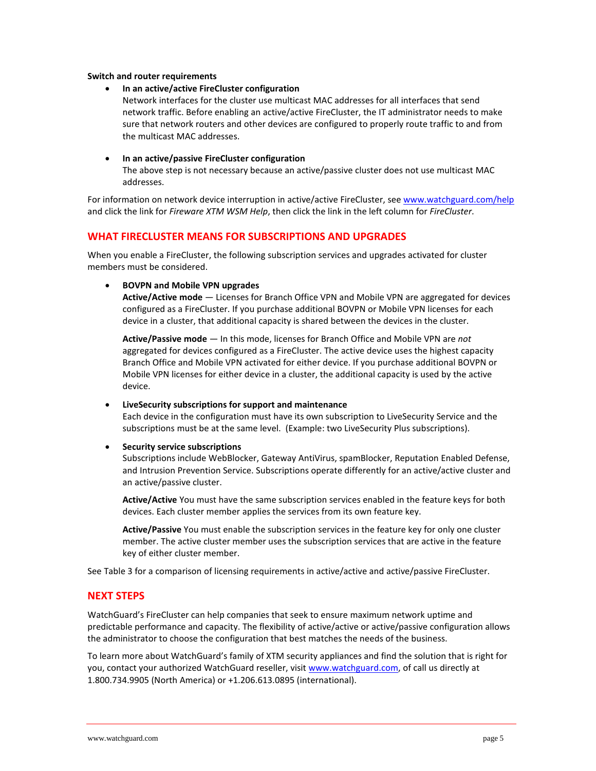**Switch and router requirements**

- **In an active/active FireCluster configuration**
  Network interfaces for the cluster use multicast MAC addresses for all interfaces that send network traffic. Before enabling an active/active FireCluster, the IT administrator needs to make sure that network routers and other devices are configured to properly route traffic to and from the multicast MAC addresses.

- **In an active/passive FireCluster configuration**
  The above step is not necessary because an active/passive cluster does not use multicast MAC addresses.

For information on network device interruption in active/active FireCluster, see www.watchguard.com/help and click the link for *Fireware XTM WSM Help*, then click the link in the left column for *FireCluster*.

## WHAT FIRECLUSTER MEANS FOR SUBSCRIPTIONS AND UPGRADES

When you enable a FireCluster, the following subscription services and upgrades activated for cluster members must be considered.

- **BOVPN and Mobile VPN upgrades**
  **Active/Active mode** — Licenses for Branch Office VPN and Mobile VPN are aggregated for devices configured as a FireCluster. If you purchase additional BOVPN or Mobile VPN licenses for each device in a cluster, that additional capacity is shared between the devices in the cluster.

  **Active/Passive mode** — In this mode, licenses for Branch Office and Mobile VPN are *not* aggregated for devices configured as a FireCluster. The active device uses the highest capacity Branch Office and Mobile VPN activated for either device. If you purchase additional BOVPN or Mobile VPN licenses for either device in a cluster, the additional capacity is used by the active device.

- **LiveSecurity subscriptions for support and maintenance**
  Each device in the configuration must have its own subscription to LiveSecurity Service and the subscriptions must be at the same level. (Example: two LiveSecurity Plus subscriptions).

- **Security service subscriptions**
  Subscriptions include WebBlocker, Gateway AntiVirus, spamBlocker, Reputation Enabled Defense, and Intrusion Prevention Service. Subscriptions operate differently for an active/active cluster and an active/passive cluster.

  **Active/Active** You must have the same subscription services enabled in the feature keys for both devices. Each cluster member applies the services from its own feature key.

  **Active/Passive** You must enable the subscription services in the feature key for only one cluster member. The active cluster member uses the subscription services that are active in the feature key of either cluster member.

See Table 3 for a comparison of licensing requirements in active/active and active/passive FireCluster.

## NEXT STEPS

WatchGuard's FireCluster can help companies that seek to ensure maximum network uptime and predictable performance and capacity. The flexibility of active/active or active/passive configuration allows the administrator to choose the configuration that best matches the needs of the business.

To learn more about WatchGuard's family of XTM security appliances and find the solution that is right for you, contact your authorized WatchGuard reseller, visit www.watchguard.com, of call us directly at 1.800.734.9905 (North America) or +1.206.613.0895 (international).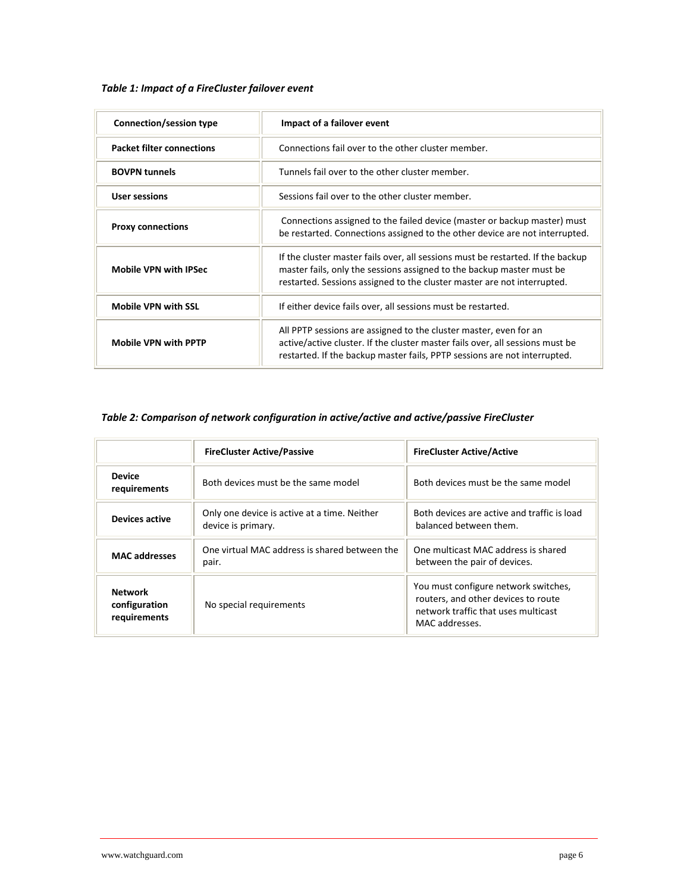*Table 1: Impact of a FireCluster failover event*

| Connection/session type | Impact of a failover event |
|---|---|
| **Packet filter connections** | Connections fail over to the other cluster member. |
| **BOVPN tunnels** | Tunnels fail over to the other cluster member. |
| **User sessions** | Sessions fail over to the other cluster member. |
| **Proxy connections** | Connections assigned to the failed device (master or backup master) must be restarted. Connections assigned to the other device are not interrupted. |
| **Mobile VPN with IPSec** | If the cluster master fails over, all sessions must be restarted. If the backup master fails, only the sessions assigned to the backup master must be restarted. Sessions assigned to the cluster master are not interrupted. |
| **Mobile VPN with SSL** | If either device fails over, all sessions must be restarted. |
| **Mobile VPN with PPTP** | All PPTP sessions are assigned to the cluster master, even for an active/active cluster. If the cluster master fails over, all sessions must be restarted. If the backup master fails, PPTP sessions are not interrupted. |

*Table 2: Comparison of network configuration in active/active and active/passive FireCluster*

| | FireCluster Active/Passive | FireCluster Active/Active |
|---|---|---|
| **Device requirements** | Both devices must be the same model | Both devices must be the same model |
| **Devices active** | Only one device is active at a time. Neither device is primary. | Both devices are active and traffic is load balanced between them. |
| **MAC addresses** | One virtual MAC address is shared between the pair. | One multicast MAC address is shared between the pair of devices. |
| **Network configuration requirements** | No special requirements | You must configure network switches, routers, and other devices to route network traffic that uses multicast MAC addresses. |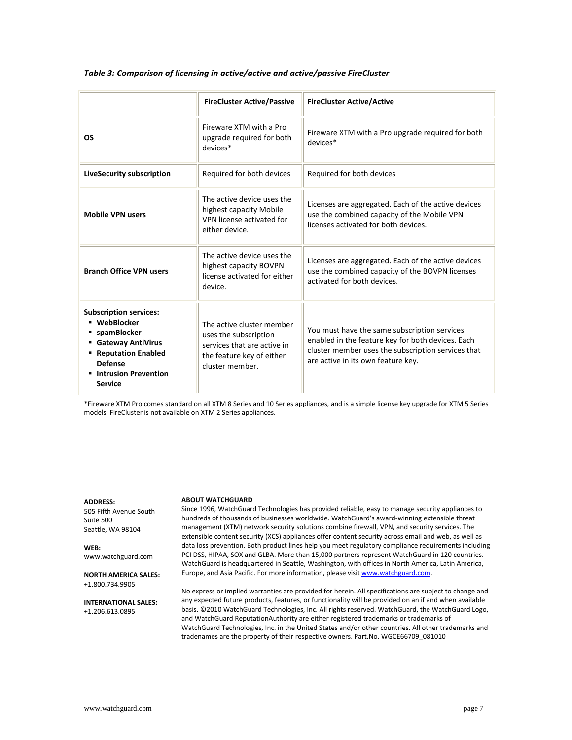*Table 3: Comparison of licensing in active/active and active/passive FireCluster*

| | **FireCluster Active/Passive** | **FireCluster Active/Active** |
|---|---|---|
| **OS** | Fireware XTM with a Pro upgrade required for both devices* | Fireware XTM with a Pro upgrade required for both devices* |
| **LiveSecurity subscription** | Required for both devices | Required for both devices |
| **Mobile VPN users** | The active device uses the highest capacity Mobile VPN license activated for either device. | Licenses are aggregated. Each of the active devices use the combined capacity of the Mobile VPN licenses activated for both devices. |
| **Branch Office VPN users** | The active device uses the highest capacity BOVPN license activated for either device. | Licenses are aggregated. Each of the active devices use the combined capacity of the BOVPN licenses activated for both devices. |
| **Subscription services:** <br>▪ **WebBlocker** <br>▪ **spamBlocker** <br>▪ **Gateway AntiVirus** <br>▪ **Reputation Enabled Defense** <br>▪ **Intrusion Prevention Service** | The active cluster member uses the subscription services that are active in the feature key of either cluster member. | You must have the same subscription services enabled in the feature key for both devices. Each cluster member uses the subscription services that are active in its own feature key. |

*Fireware XTM Pro comes standard on all XTM 8 Series and 10 Series appliances, and is a simple license key upgrade for XTM 5 Series models. FireCluster is not available on XTM 2 Series appliances.

**ADDRESS:**
505 Fifth Avenue South
Suite 500
Seattle, WA 98104

**WEB:**
www.watchguard.com

**NORTH AMERICA SALES:**
+1.800.734.9905

**INTERNATIONAL SALES:**
+1.206.613.0895

**ABOUT WATCHGUARD**

Since 1996, WatchGuard Technologies has provided reliable, easy to manage security appliances to hundreds of thousands of businesses worldwide. WatchGuard's award-winning extensible threat management (XTM) network security solutions combine firewall, VPN, and security services. The extensible content security (XCS) appliances offer content security across email and web, as well as data loss prevention. Both product lines help you meet regulatory compliance requirements including PCI DSS, HIPAA, SOX and GLBA. More than 15,000 partners represent WatchGuard in 120 countries. WatchGuard is headquartered in Seattle, Washington, with offices in North America, Latin America, Europe, and Asia Pacific. For more information, please visit www.watchguard.com.

No express or implied warranties are provided for herein. All specifications are subject to change and any expected future products, features, or functionality will be provided on an if and when available basis. ©2010 WatchGuard Technologies, Inc. All rights reserved. WatchGuard, the WatchGuard Logo, and WatchGuard ReputationAuthority are either registered trademarks or trademarks of WatchGuard Technologies, Inc. in the United States and/or other countries. All other trademarks and tradenames are the property of their respective owners. Part.No. WGCE66709_081010